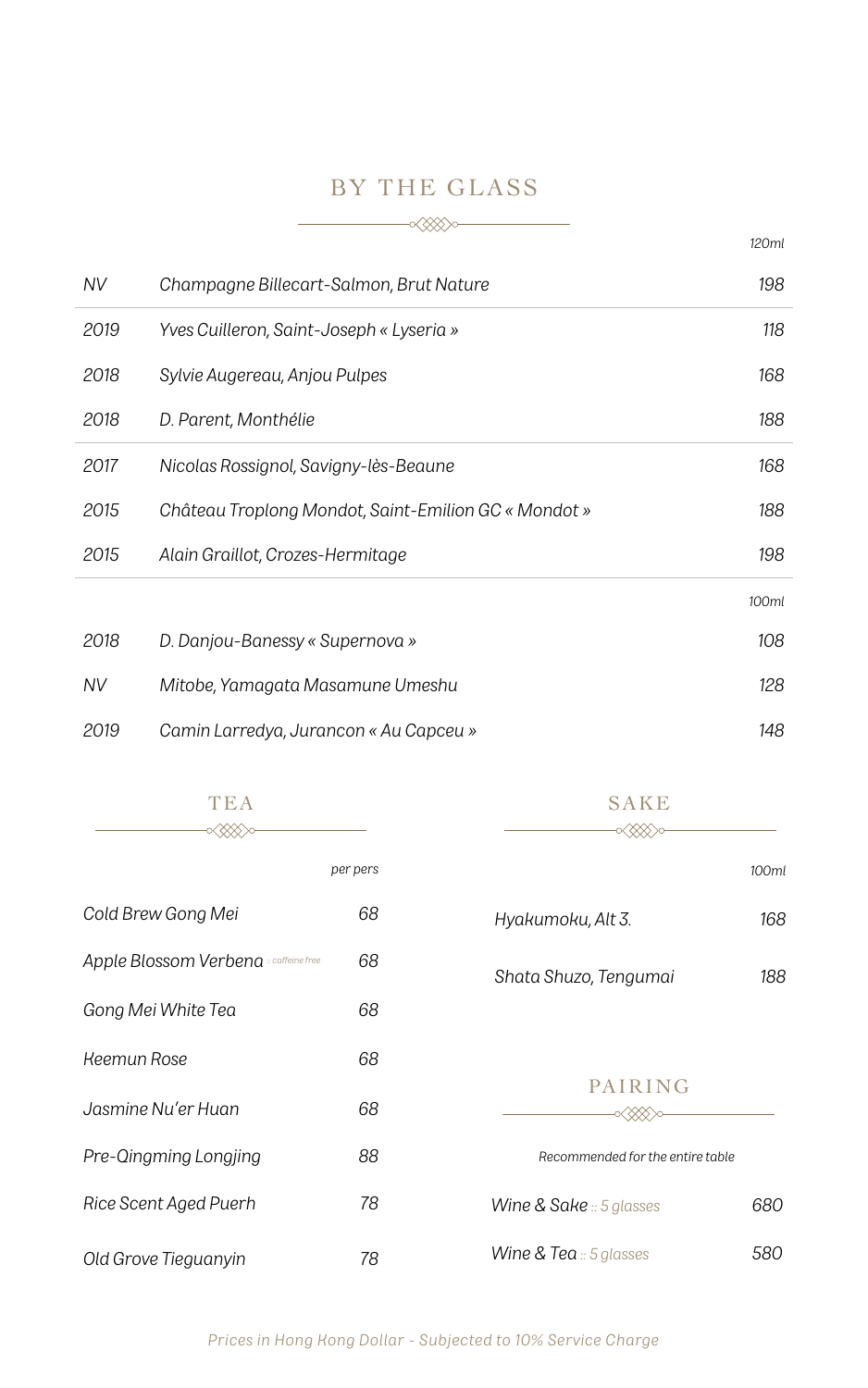# BY THE GLASS

| | | 120ml |
|---|---|---|
| NV | Champagne Billecart-Salmon, Brut Nature | 198 |
| 2019 | Yves Cuilleron, Saint-Joseph « Lyseria » | 118 |
| 2018 | Sylvie Augereau, Anjou Pulpes | 168 |
| 2018 | D. Parent, Monthélie | 188 |
| 2017 | Nicolas Rossignol, Savigny-lès-Beaune | 168 |
| 2015 | Château Troplong Mondot, Saint-Emilion GC « Mondot » | 188 |
| 2015 | Alain Graillot, Crozes-Hermitage | 198 |
| | | **100ml** |
| 2018 | D. Danjou-Banessy « Supernova » | 108 |
| NV | Mitobe, Yamagata Masamune Umeshu | 128 |
| 2019 | Camin Larredya, Jurancon « Au Capceu » | 148 |

## TEA

| | per pers |
|---|---|
| Cold Brew Gong Mei | 68 |
| Apple Blossom Verbena :: caffeine free | 68 |
| Gong Mei White Tea | 68 |
| Keemun Rose | 68 |
| Jasmine Nu'er Huan | 68 |
| Pre-Qingming Longjing | 88 |
| Rice Scent Aged Puerh | 78 |
| Old Grove Tieguanyin | 78 |

## SAKE

| | 100ml |
|---|---|
| Hyakumoku, Alt 3. | 168 |
| Shata Shuzo, Tengumai | 188 |

## PAIRING

Recommended for the entire table

| | |
|---|---|
| Wine & Sake :: 5 glasses | 680 |
| Wine & Tea :: 5 glasses | 580 |

Prices in Hong Kong Dollar - Subjected to 10% Service Charge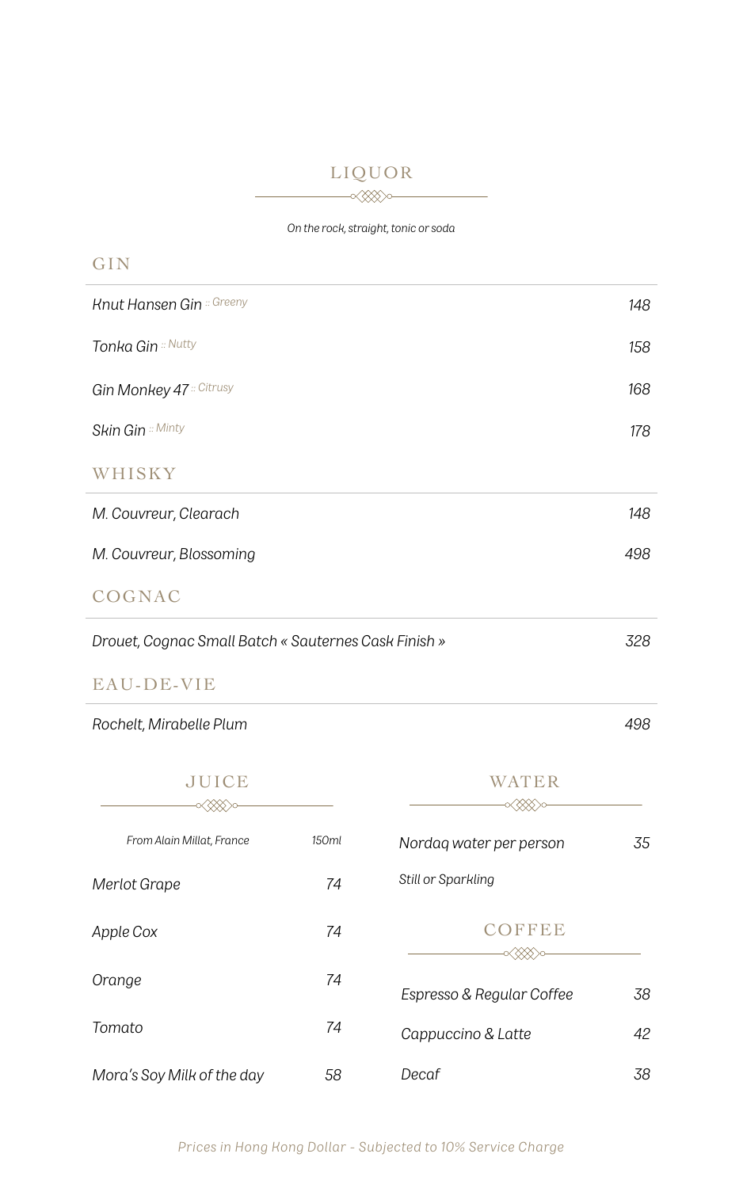# LIQUOR

*On the rock, straight, tonic or soda*

## GIN

| | |
|---|---|
| *Knut Hansen Gin* :: Greeny | 148 |
| *Tonka Gin* :: Nutty | 158 |
| *Gin Monkey 47* :: Citrusy | 168 |
| *Skin Gin* :: Minty | 178 |

## WHISKY

| | |
|---|---|
| *M. Couvreur, Clearach* | 148 |
| *M. Couvreur, Blossoming* | 498 |

## COGNAC

| | |
|---|---|
| *Drouet, Cognac Small Batch « Sauternes Cask Finish »* | 328 |

## EAU-DE-VIE

| | |
|---|---|
| *Rochelt, Mirabelle Plum* | 498 |

# JUICE

| From Alain Millat, France | 150ml |
|---|---|
| *Merlot Grape* | 74 |
| *Apple Cox* | 74 |
| *Orange* | 74 |
| *Tomato* | 74 |
| *Mora's Soy Milk of the day* | 58 |

# WATER

| | |
|---|---|
| *Nordaq water per person* | 35 |

*Still or Sparkling*

# COFFEE

| | |
|---|---|
| *Espresso & Regular Coffee* | 38 |
| *Cappuccino & Latte* | 42 |
| *Decaf* | 38 |

*Prices in Hong Kong Dollar - Subjected to 10% Service Charge*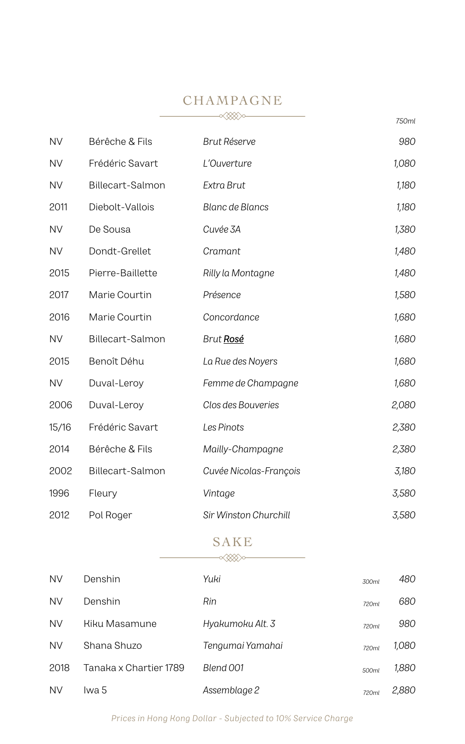## CHAMPAGNE

| Vintage | Producer | Wine | 750ml |
|---|---|---|---|
| NV | Bérêche & Fils | *Brut Réserve* | *980* |
| NV | Frédéric Savart | *L'Ouverture* | *1,080* |
| NV | Billecart-Salmon | *Extra Brut* | *1,180* |
| 2011 | Diebolt-Vallois | *Blanc de Blancs* | *1,180* |
| NV | De Sousa | *Cuvée 3A* | *1,380* |
| NV | Dondt-Grellet | *Cramant* | *1,480* |
| 2015 | Pierre-Baillette | *Rilly la Montagne* | *1,480* |
| 2017 | Marie Courtin | *Présence* | *1,580* |
| 2016 | Marie Courtin | *Concordance* | *1,680* |
| NV | Billecart-Salmon | *Brut **Rosé*** | *1,680* |
| 2015 | Benoît Déhu | *La Rue des Noyers* | *1,680* |
| NV | Duval-Leroy | *Femme de Champagne* | *1,680* |
| 2006 | Duval-Leroy | *Clos des Bouveries* | *2,080* |
| 15/16 | Frédéric Savart | *Les Pinots* | *2,380* |
| 2014 | Bérêche & Fils | *Mailly-Champagne* | *2,380* |
| 2002 | Billecart-Salmon | *Cuvée Nicolas-François* | *3,180* |
| 1996 | Fleury | *Vintage* | *3,580* |
| 2012 | Pol Roger | *Sir Winston Churchill* | *3,580* |

## SAKE

| Vintage | Producer | Sake | Size | Price |
|---|---|---|---|---|
| NV | Denshin | *Yuki* | *300ml* | *480* |
| NV | Denshin | *Rin* | *720ml* | *680* |
| NV | Kiku Masamune | *Hyakumoku Alt. 3* | *720ml* | *980* |
| NV | Shana Shuzo | *Tengumai Yamahai* | *720ml* | *1,080* |
| 2018 | Tanaka x Chartier 1789 | *Blend 001* | *500ml* | *1,880* |
| NV | Iwa 5 | *Assemblage 2* | *720ml* | *2,880* |

*Prices in Hong Kong Dollar - Subjected to 10% Service Charge*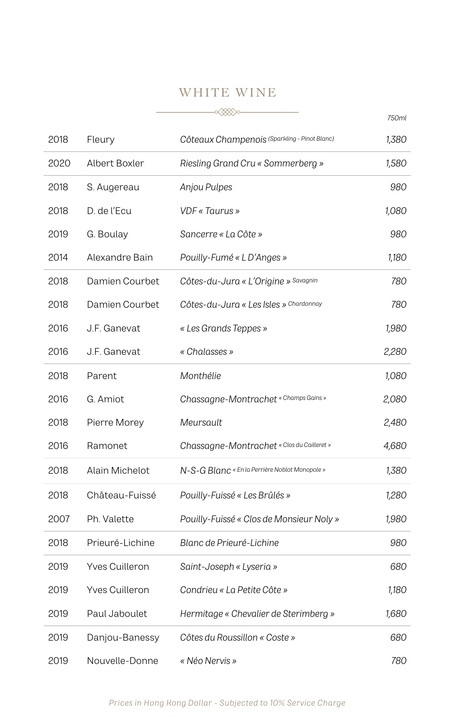# WHITE WINE

| | | | 750ml |
|---|---|---|---|
| 2018 | Fleury | *Côteaux Champenois (Sparkling - Pinot Blanc)* | *1,380* |
| 2020 | Albert Boxler | *Riesling Grand Cru « Sommerberg »* | *1,580* |
| 2018 | S. Augereau | *Anjou Pulpes* | *980* |
| 2018 | D. de l'Ecu | *VDF « Taurus »* | *1,080* |
| 2019 | G. Boulay | *Sancerre « La Côte »* | *980* |
| 2014 | Alexandre Bain | *Pouilly-Fumé « L D'Anges »* | *1,180* |
| 2018 | Damien Courbet | *Côtes-du-Jura « L'Origine » Savagnin* | *780* |
| 2018 | Damien Courbet | *Côtes-du-Jura « Les Isles » Chardonnay* | *780* |
| 2016 | J.F. Ganevat | *« Les Grands Teppes »* | *1,980* |
| 2016 | J.F. Ganevat | *« Chalasses »* | *2,280* |
| 2018 | Parent | *Monthélie* | *1,080* |
| 2016 | G. Amiot | *Chassagne-Montrachet « Champs Gains »* | *2,080* |
| 2018 | Pierre Morey | *Meursault* | *2,480* |
| 2016 | Ramonet | *Chassagne-Montrachet « Clos du Cailleret »* | *4,680* |
| 2018 | Alain Michelot | *N-S-G Blanc « En la Perrière Noblot Monopole »* | *1,380* |
| 2018 | Château-Fuissé | *Pouilly-Fuissé « Les Brûlés »* | *1,280* |
| 2007 | Ph. Valette | *Pouilly-Fuissé « Clos de Monsieur Noly »* | *1,980* |
| 2018 | Prieuré-Lichine | *Blanc de Prieuré-Lichine* | *980* |
| 2019 | Yves Cuilleron | *Saint-Joseph « Lyseria »* | *680* |
| 2019 | Yves Cuilleron | *Condrieu « La Petite Côte »* | *1,180* |
| 2019 | Paul Jaboulet | *Hermitage « Chevalier de Sterimberg »* | *1,680* |
| 2019 | Danjou-Banessy | *Côtes du Roussillon « Coste »* | *680* |
| 2019 | Nouvelle-Donne | *« Néo Nervis »* | *780* |

*Prices in Hong Kong Dollar - Subjected to 10% Service Charge*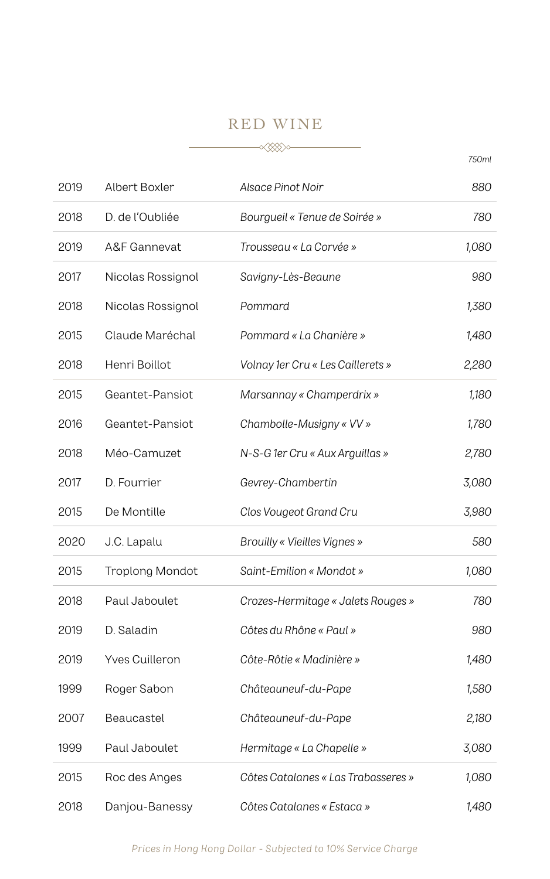# RED WINE

| | | | 750ml |
|---|---|---|---|
| 2019 | Albert Boxler | *Alsace Pinot Noir* | *880* |
| 2018 | D. de l'Oubliée | *Bourgueil « Tenue de Soirée »* | *780* |
| 2019 | A&F Gannevat | *Trousseau « La Corvée »* | *1,080* |
| 2017 | Nicolas Rossignol | *Savigny-Lès-Beaune* | *980* |
| 2018 | Nicolas Rossignol | *Pommard* | *1,380* |
| 2015 | Claude Maréchal | *Pommard « La Chanière »* | *1,480* |
| 2018 | Henri Boillot | *Volnay 1er Cru « Les Caillerets »* | *2,280* |
| 2015 | Geantet-Pansiot | *Marsannay « Champerdrix »* | *1,180* |
| 2016 | Geantet-Pansiot | *Chambolle-Musigny « VV »* | *1,780* |
| 2018 | Méo-Camuzet | *N-S-G 1er Cru « Aux Arguillas »* | *2,780* |
| 2017 | D. Fourrier | *Gevrey-Chambertin* | *3,080* |
| 2015 | De Montille | *Clos Vougeot Grand Cru* | *3,980* |
| 2020 | J.C. Lapalu | *Brouilly « Vieilles Vignes »* | *580* |
| 2015 | Troplong Mondot | *Saint-Emilion « Mondot »* | *1,080* |
| 2018 | Paul Jaboulet | *Crozes-Hermitage « Jalets Rouges »* | *780* |
| 2019 | D. Saladin | *Côtes du Rhône « Paul »* | *980* |
| 2019 | Yves Cuilleron | *Côte-Rôtie « Madinière »* | *1,480* |
| 1999 | Roger Sabon | *Châteauneuf-du-Pape* | *1,580* |
| 2007 | Beaucastel | *Châteauneuf-du-Pape* | *2,180* |
| 1999 | Paul Jaboulet | *Hermitage « La Chapelle »* | *3,080* |
| 2015 | Roc des Anges | *Côtes Catalanes « Las Trabasseres »* | *1,080* |
| 2018 | Danjou-Banessy | *Côtes Catalanes « Estaca »* | *1,480* |

*Prices in Hong Kong Dollar - Subjected to 10% Service Charge*